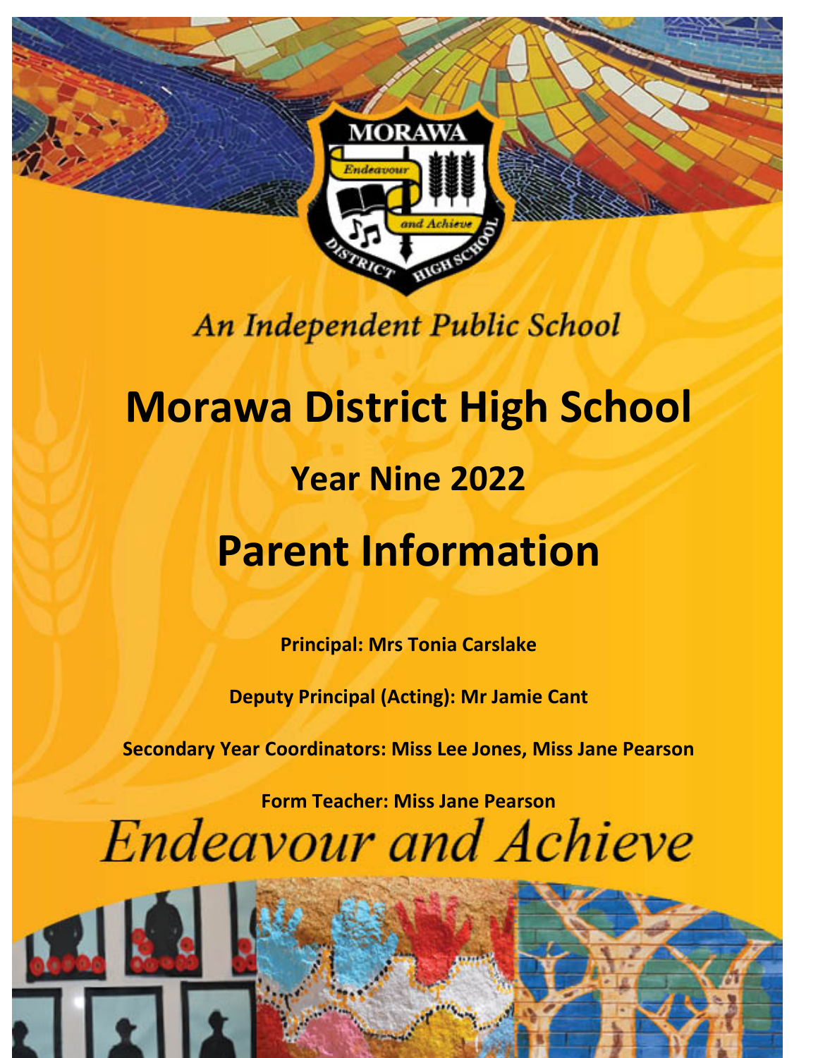An Independent Public School

# Morawa District High School

## Year Nine 2022

# Parent Information

**Principal: Mrs Tonia Carslake**

**Deputy Principal (Acting): Mr Jamie Cant**

**Secondary Year Coordinators: Miss Lee Jones, Miss Jane Pearson**

**Form Teacher: Miss Jane Pearson**

*Endeavour and Achieve*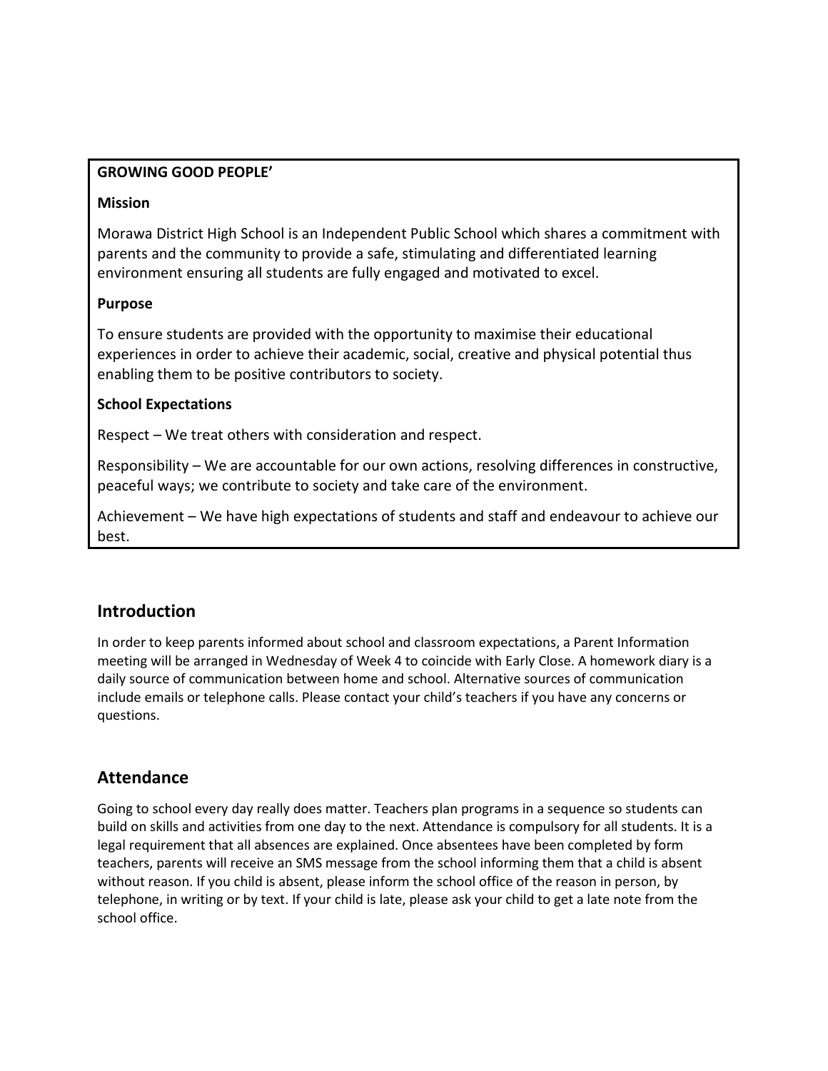**GROWING GOOD PEOPLE'**

**Mission**

Morawa District High School is an Independent Public School which shares a commitment with parents and the community to provide a safe, stimulating and differentiated learning environment ensuring all students are fully engaged and motivated to excel.

**Purpose**

To ensure students are provided with the opportunity to maximise their educational experiences in order to achieve their academic, social, creative and physical potential thus enabling them to be positive contributors to society.

**School Expectations**

Respect – We treat others with consideration and respect.

Responsibility – We are accountable for our own actions, resolving differences in constructive, peaceful ways; we contribute to society and take care of the environment.

Achievement – We have high expectations of students and staff and endeavour to achieve our best.

## Introduction

In order to keep parents informed about school and classroom expectations, a Parent Information meeting will be arranged in Wednesday of Week 4 to coincide with Early Close. A homework diary is a daily source of communication between home and school. Alternative sources of communication include emails or telephone calls. Please contact your child's teachers if you have any concerns or questions.

## Attendance

Going to school every day really does matter. Teachers plan programs in a sequence so students can build on skills and activities from one day to the next. Attendance is compulsory for all students. It is a legal requirement that all absences are explained. Once absentees have been completed by form teachers, parents will receive an SMS message from the school informing them that a child is absent without reason. If you child is absent, please inform the school office of the reason in person, by telephone, in writing or by text. If your child is late, please ask your child to get a late note from the school office.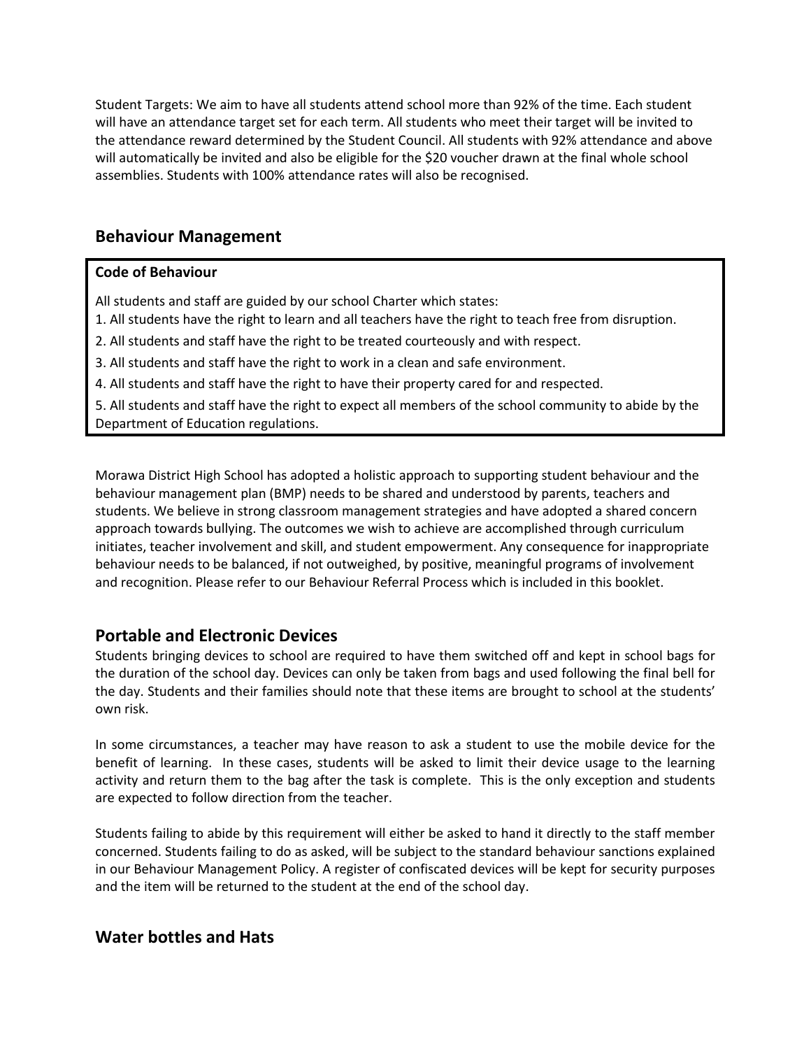Student Targets: We aim to have all students attend school more than 92% of the time. Each student will have an attendance target set for each term. All students who meet their target will be invited to the attendance reward determined by the Student Council. All students with 92% attendance and above will automatically be invited and also be eligible for the $20 voucher drawn at the final whole school assemblies. Students with 100% attendance rates will also be recognised.

## Behaviour Management

**Code of Behaviour**

All students and staff are guided by our school Charter which states:

1. All students have the right to learn and all teachers have the right to teach free from disruption.
2. All students and staff have the right to be treated courteously and with respect.
3. All students and staff have the right to work in a clean and safe environment.
4. All students and staff have the right to have their property cared for and respected.
5. All students and staff have the right to expect all members of the school community to abide by the Department of Education regulations.

Morawa District High School has adopted a holistic approach to supporting student behaviour and the behaviour management plan (BMP) needs to be shared and understood by parents, teachers and students. We believe in strong classroom management strategies and have adopted a shared concern approach towards bullying. The outcomes we wish to achieve are accomplished through curriculum initiates, teacher involvement and skill, and student empowerment. Any consequence for inappropriate behaviour needs to be balanced, if not outweighed, by positive, meaningful programs of involvement and recognition. Please refer to our Behaviour Referral Process which is included in this booklet.

## Portable and Electronic Devices

Students bringing devices to school are required to have them switched off and kept in school bags for the duration of the school day. Devices can only be taken from bags and used following the final bell for the day. Students and their families should note that these items are brought to school at the students' own risk.

In some circumstances, a teacher may have reason to ask a student to use the mobile device for the benefit of learning. In these cases, students will be asked to limit their device usage to the learning activity and return them to the bag after the task is complete. This is the only exception and students are expected to follow direction from the teacher.

Students failing to abide by this requirement will either be asked to hand it directly to the staff member concerned. Students failing to do as asked, will be subject to the standard behaviour sanctions explained in our Behaviour Management Policy. A register of confiscated devices will be kept for security purposes and the item will be returned to the student at the end of the school day.

## Water bottles and Hats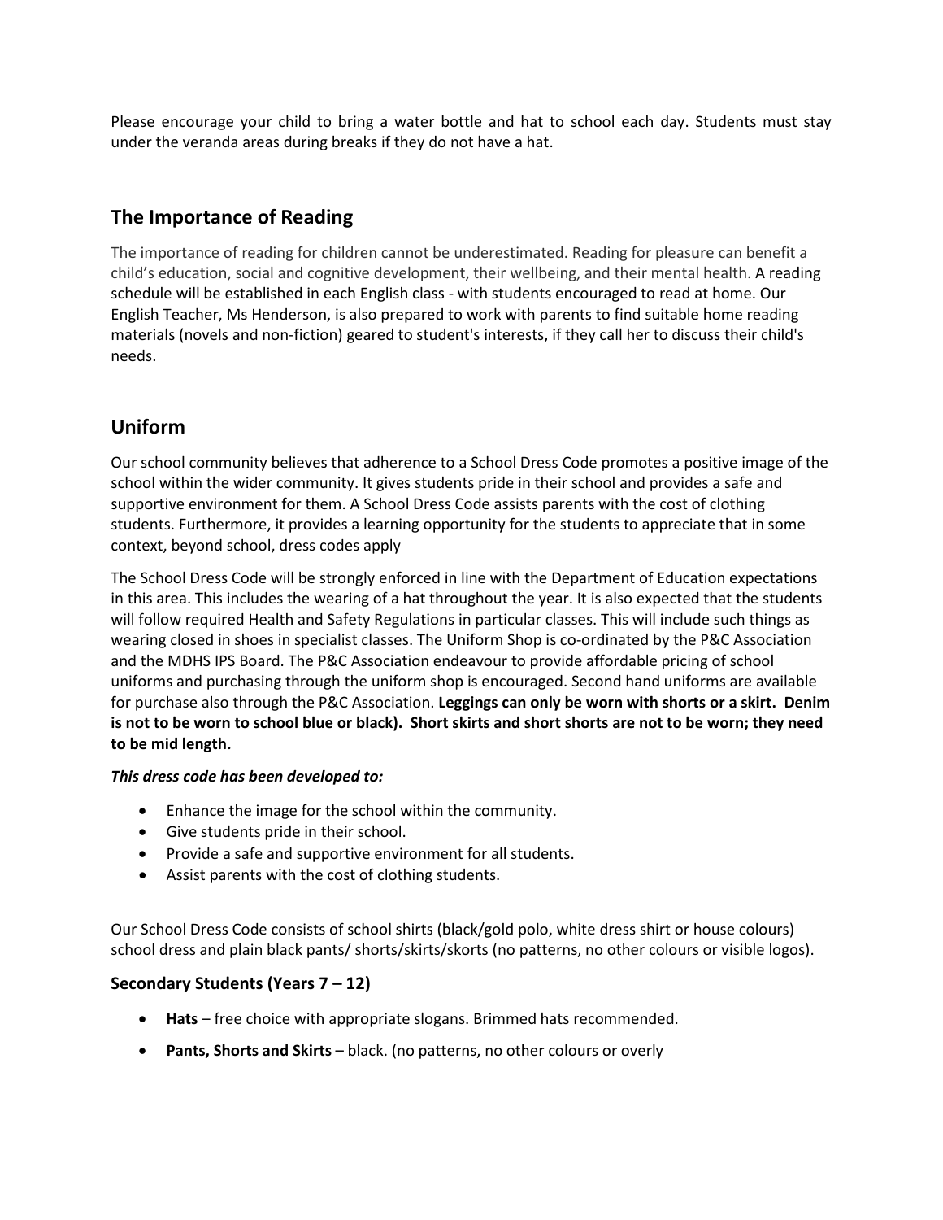Please encourage your child to bring a water bottle and hat to school each day. Students must stay under the veranda areas during breaks if they do not have a hat.

## The Importance of Reading

The importance of reading for children cannot be underestimated. Reading for pleasure can benefit a child's education, social and cognitive development, their wellbeing, and their mental health. A reading schedule will be established in each English class - with students encouraged to read at home. Our English Teacher, Ms Henderson, is also prepared to work with parents to find suitable home reading materials (novels and non-fiction) geared to student's interests, if they call her to discuss their child's needs.

## Uniform

Our school community believes that adherence to a School Dress Code promotes a positive image of the school within the wider community. It gives students pride in their school and provides a safe and supportive environment for them. A School Dress Code assists parents with the cost of clothing students. Furthermore, it provides a learning opportunity for the students to appreciate that in some context, beyond school, dress codes apply

The School Dress Code will be strongly enforced in line with the Department of Education expectations in this area. This includes the wearing of a hat throughout the year. It is also expected that the students will follow required Health and Safety Regulations in particular classes. This will include such things as wearing closed in shoes in specialist classes. The Uniform Shop is co-ordinated by the P&C Association and the MDHS IPS Board. The P&C Association endeavour to provide affordable pricing of school uniforms and purchasing through the uniform shop is encouraged. Second hand uniforms are available for purchase also through the P&C Association. **Leggings can only be worn with shorts or a skirt. Denim is not to be worn to school blue or black). Short skirts and short shorts are not to be worn; they need to be mid length.**

***This dress code has been developed to:***

- Enhance the image for the school within the community.
- Give students pride in their school.
- Provide a safe and supportive environment for all students.
- Assist parents with the cost of clothing students.

Our School Dress Code consists of school shirts (black/gold polo, white dress shirt or house colours) school dress and plain black pants/ shorts/skirts/skorts (no patterns, no other colours or visible logos).

### Secondary Students (Years 7 – 12)

- **Hats** – free choice with appropriate slogans. Brimmed hats recommended.
- **Pants, Shorts and Skirts** – black. (no patterns, no other colours or overly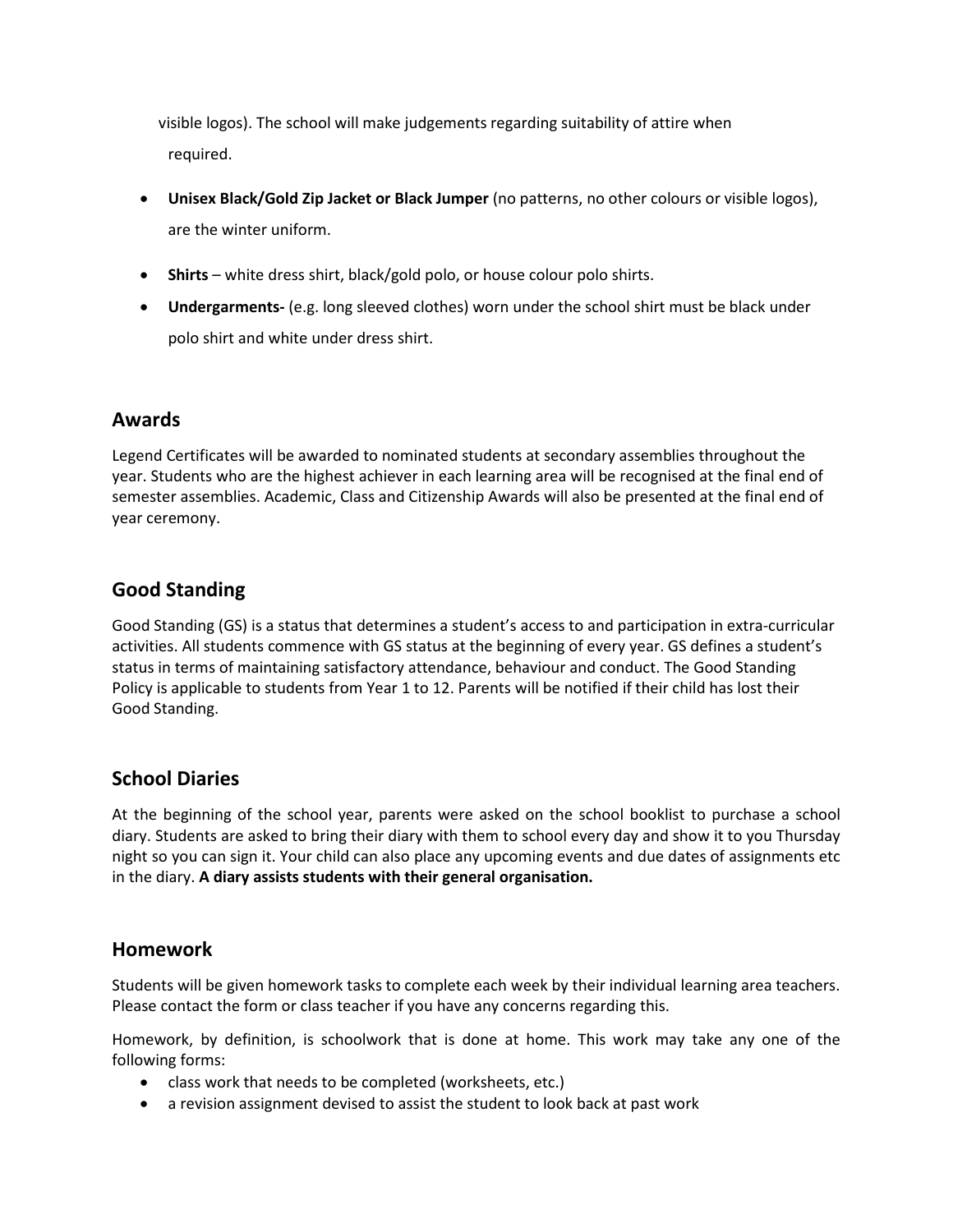visible logos). The school will make judgements regarding suitability of attire when required.

- **Unisex Black/Gold Zip Jacket or Black Jumper** (no patterns, no other colours or visible logos), are the winter uniform.
- **Shirts** – white dress shirt, black/gold polo, or house colour polo shirts.
- **Undergarments-** (e.g. long sleeved clothes) worn under the school shirt must be black under polo shirt and white under dress shirt.

## Awards

Legend Certificates will be awarded to nominated students at secondary assemblies throughout the year. Students who are the highest achiever in each learning area will be recognised at the final end of semester assemblies. Academic, Class and Citizenship Awards will also be presented at the final end of year ceremony.

## Good Standing

Good Standing (GS) is a status that determines a student's access to and participation in extra-curricular activities. All students commence with GS status at the beginning of every year. GS defines a student's status in terms of maintaining satisfactory attendance, behaviour and conduct. The Good Standing Policy is applicable to students from Year 1 to 12. Parents will be notified if their child has lost their Good Standing.

## School Diaries

At the beginning of the school year, parents were asked on the school booklist to purchase a school diary. Students are asked to bring their diary with them to school every day and show it to you Thursday night so you can sign it. Your child can also place any upcoming events and due dates of assignments etc in the diary. **A diary assists students with their general organisation.**

## Homework

Students will be given homework tasks to complete each week by their individual learning area teachers. Please contact the form or class teacher if you have any concerns regarding this.

Homework, by definition, is schoolwork that is done at home. This work may take any one of the following forms:

- class work that needs to be completed (worksheets, etc.)
- a revision assignment devised to assist the student to look back at past work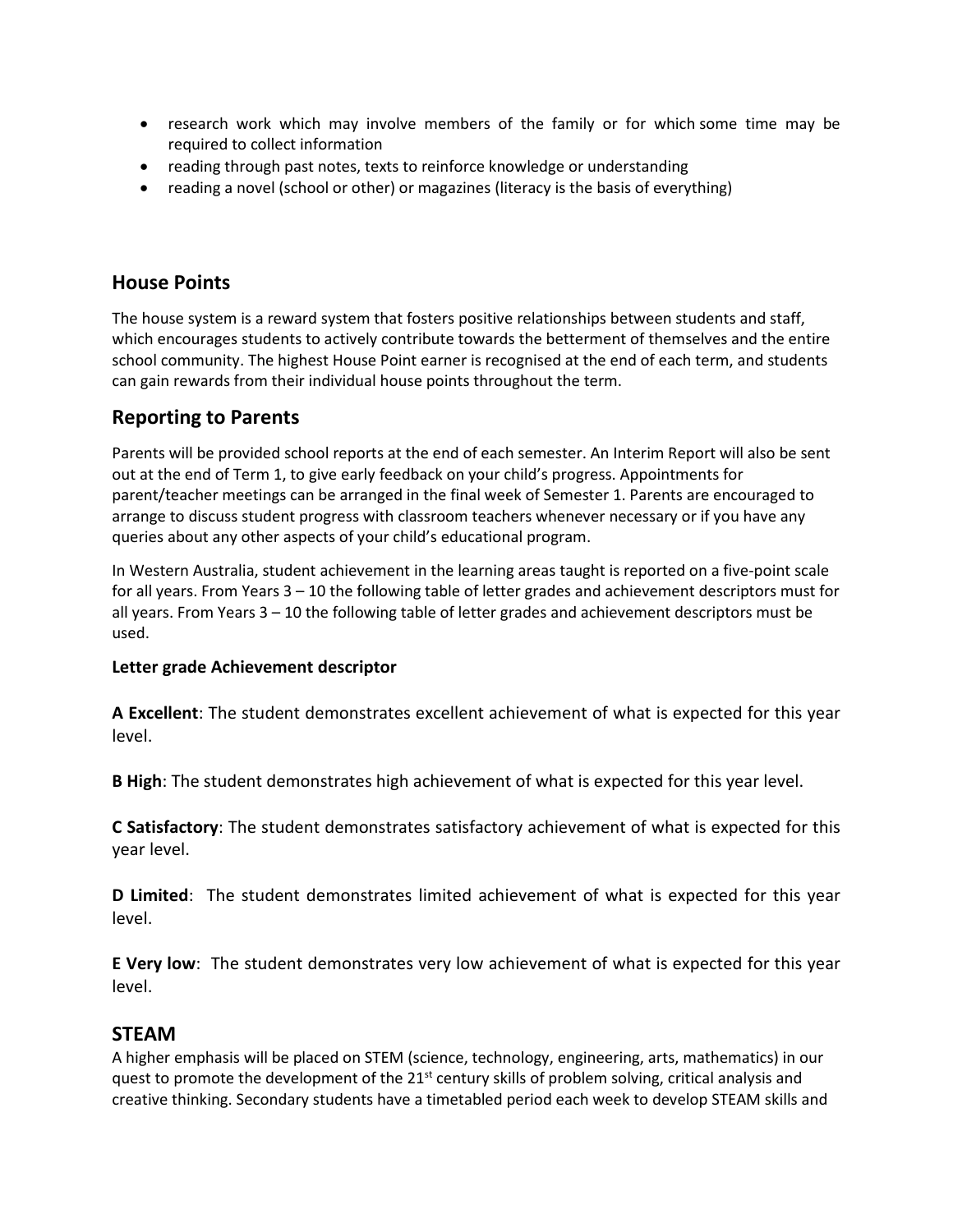- research work which may involve members of the family or for which some time may be required to collect information
- reading through past notes, texts to reinforce knowledge or understanding
- reading a novel (school or other) or magazines (literacy is the basis of everything)

## House Points

The house system is a reward system that fosters positive relationships between students and staff, which encourages students to actively contribute towards the betterment of themselves and the entire school community. The highest House Point earner is recognised at the end of each term, and students can gain rewards from their individual house points throughout the term.

## Reporting to Parents

Parents will be provided school reports at the end of each semester. An Interim Report will also be sent out at the end of Term 1, to give early feedback on your child's progress. Appointments for parent/teacher meetings can be arranged in the final week of Semester 1. Parents are encouraged to arrange to discuss student progress with classroom teachers whenever necessary or if you have any queries about any other aspects of your child's educational program.

In Western Australia, student achievement in the learning areas taught is reported on a five-point scale for all years. From Years 3 – 10 the following table of letter grades and achievement descriptors must for all years. From Years 3 – 10 the following table of letter grades and achievement descriptors must be used.

**Letter grade Achievement descriptor**

**A Excellent**: The student demonstrates excellent achievement of what is expected for this year level.

**B High**: The student demonstrates high achievement of what is expected for this year level.

**C Satisfactory**: The student demonstrates satisfactory achievement of what is expected for this year level.

**D Limited**: The student demonstrates limited achievement of what is expected for this year level.

**E Very low**: The student demonstrates very low achievement of what is expected for this year level.

## STEAM

A higher emphasis will be placed on STEM (science, technology, engineering, arts, mathematics) in our quest to promote the development of the 21st century skills of problem solving, critical analysis and creative thinking. Secondary students have a timetabled period each week to develop STEAM skills and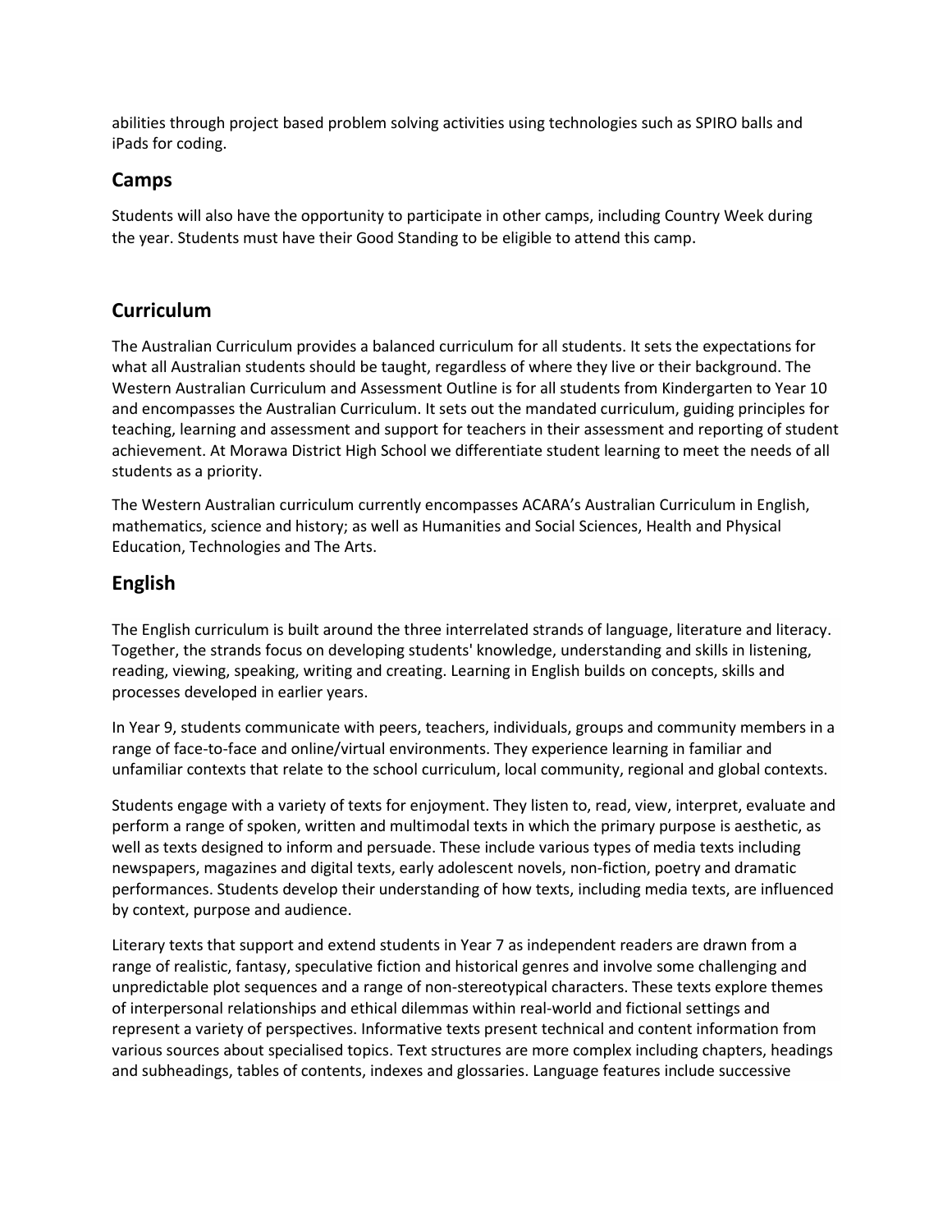abilities through project based problem solving activities using technologies such as SPIRO balls and iPads for coding.

## Camps

Students will also have the opportunity to participate in other camps, including Country Week during the year. Students must have their Good Standing to be eligible to attend this camp.

## Curriculum

The Australian Curriculum provides a balanced curriculum for all students. It sets the expectations for what all Australian students should be taught, regardless of where they live or their background. The Western Australian Curriculum and Assessment Outline is for all students from Kindergarten to Year 10 and encompasses the Australian Curriculum. It sets out the mandated curriculum, guiding principles for teaching, learning and assessment and support for teachers in their assessment and reporting of student achievement. At Morawa District High School we differentiate student learning to meet the needs of all students as a priority.

The Western Australian curriculum currently encompasses ACARA's Australian Curriculum in English, mathematics, science and history; as well as Humanities and Social Sciences, Health and Physical Education, Technologies and The Arts.

## English

The English curriculum is built around the three interrelated strands of language, literature and literacy. Together, the strands focus on developing students' knowledge, understanding and skills in listening, reading, viewing, speaking, writing and creating. Learning in English builds on concepts, skills and processes developed in earlier years.

In Year 9, students communicate with peers, teachers, individuals, groups and community members in a range of face-to-face and online/virtual environments. They experience learning in familiar and unfamiliar contexts that relate to the school curriculum, local community, regional and global contexts.

Students engage with a variety of texts for enjoyment. They listen to, read, view, interpret, evaluate and perform a range of spoken, written and multimodal texts in which the primary purpose is aesthetic, as well as texts designed to inform and persuade. These include various types of media texts including newspapers, magazines and digital texts, early adolescent novels, non-fiction, poetry and dramatic performances. Students develop their understanding of how texts, including media texts, are influenced by context, purpose and audience.

Literary texts that support and extend students in Year 7 as independent readers are drawn from a range of realistic, fantasy, speculative fiction and historical genres and involve some challenging and unpredictable plot sequences and a range of non-stereotypical characters. These texts explore themes of interpersonal relationships and ethical dilemmas within real-world and fictional settings and represent a variety of perspectives. Informative texts present technical and content information from various sources about specialised topics. Text structures are more complex including chapters, headings and subheadings, tables of contents, indexes and glossaries. Language features include successive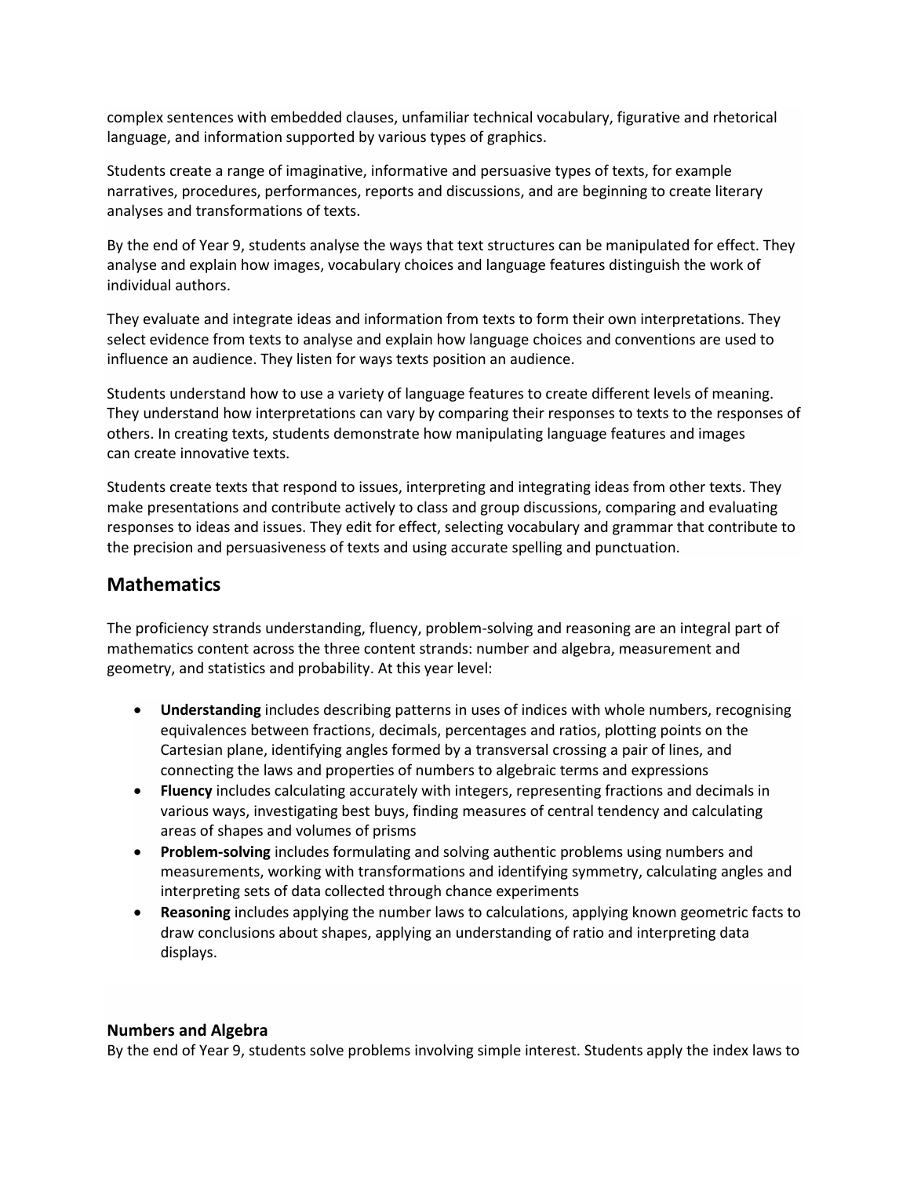complex sentences with embedded clauses, unfamiliar technical vocabulary, figurative and rhetorical language, and information supported by various types of graphics.

Students create a range of imaginative, informative and persuasive types of texts, for example narratives, procedures, performances, reports and discussions, and are beginning to create literary analyses and transformations of texts.

By the end of Year 9, students analyse the ways that text structures can be manipulated for effect. They analyse and explain how images, vocabulary choices and language features distinguish the work of individual authors.

They evaluate and integrate ideas and information from texts to form their own interpretations. They select evidence from texts to analyse and explain how language choices and conventions are used to influence an audience. They listen for ways texts position an audience.

Students understand how to use a variety of language features to create different levels of meaning. They understand how interpretations can vary by comparing their responses to texts to the responses of others. In creating texts, students demonstrate how manipulating language features and images can create innovative texts.

Students create texts that respond to issues, interpreting and integrating ideas from other texts. They make presentations and contribute actively to class and group discussions, comparing and evaluating responses to ideas and issues. They edit for effect, selecting vocabulary and grammar that contribute to the precision and persuasiveness of texts and using accurate spelling and punctuation.

## Mathematics

The proficiency strands understanding, fluency, problem-solving and reasoning are an integral part of mathematics content across the three content strands: number and algebra, measurement and geometry, and statistics and probability. At this year level:

- **Understanding** includes describing patterns in uses of indices with whole numbers, recognising equivalences between fractions, decimals, percentages and ratios, plotting points on the Cartesian plane, identifying angles formed by a transversal crossing a pair of lines, and connecting the laws and properties of numbers to algebraic terms and expressions
- **Fluency** includes calculating accurately with integers, representing fractions and decimals in various ways, investigating best buys, finding measures of central tendency and calculating areas of shapes and volumes of prisms
- **Problem-solving** includes formulating and solving authentic problems using numbers and measurements, working with transformations and identifying symmetry, calculating angles and interpreting sets of data collected through chance experiments
- **Reasoning** includes applying the number laws to calculations, applying known geometric facts to draw conclusions about shapes, applying an understanding of ratio and interpreting data displays.

### Numbers and Algebra

By the end of Year 9, students solve problems involving simple interest. Students apply the index laws to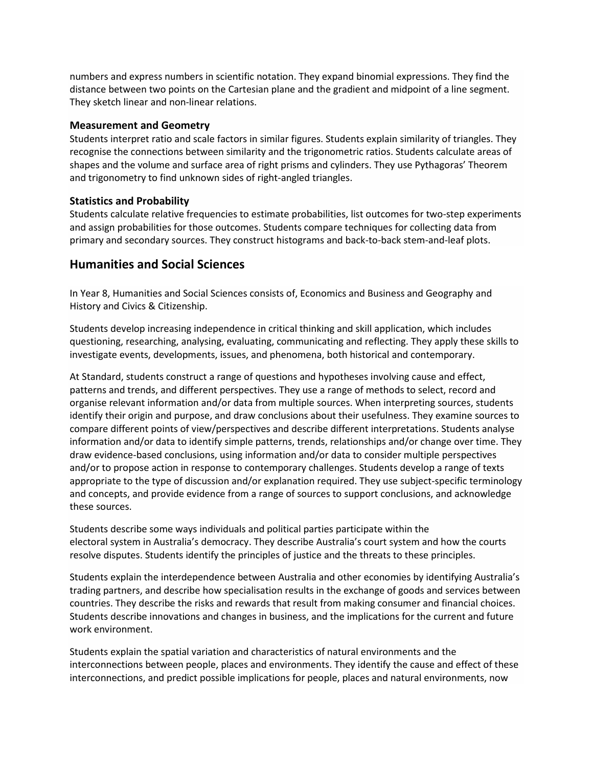numbers and express numbers in scientific notation. They expand binomial expressions. They find the distance between two points on the Cartesian plane and the gradient and midpoint of a line segment. They sketch linear and non-linear relations.

### Measurement and Geometry

Students interpret ratio and scale factors in similar figures. Students explain similarity of triangles. They recognise the connections between similarity and the trigonometric ratios. Students calculate areas of shapes and the volume and surface area of right prisms and cylinders. They use Pythagoras' Theorem and trigonometry to find unknown sides of right-angled triangles.

### Statistics and Probability

Students calculate relative frequencies to estimate probabilities, list outcomes for two-step experiments and assign probabilities for those outcomes. Students compare techniques for collecting data from primary and secondary sources. They construct histograms and back-to-back stem-and-leaf plots.

## Humanities and Social Sciences

In Year 8, Humanities and Social Sciences consists of, Economics and Business and Geography and History and Civics & Citizenship.

Students develop increasing independence in critical thinking and skill application, which includes questioning, researching, analysing, evaluating, communicating and reflecting. They apply these skills to investigate events, developments, issues, and phenomena, both historical and contemporary.

At Standard, students construct a range of questions and hypotheses involving cause and effect, patterns and trends, and different perspectives. They use a range of methods to select, record and organise relevant information and/or data from multiple sources. When interpreting sources, students identify their origin and purpose, and draw conclusions about their usefulness. They examine sources to compare different points of view/perspectives and describe different interpretations. Students analyse information and/or data to identify simple patterns, trends, relationships and/or change over time. They draw evidence-based conclusions, using information and/or data to consider multiple perspectives and/or to propose action in response to contemporary challenges. Students develop a range of texts appropriate to the type of discussion and/or explanation required. They use subject-specific terminology and concepts, and provide evidence from a range of sources to support conclusions, and acknowledge these sources.

Students describe some ways individuals and political parties participate within the electoral system in Australia's democracy. They describe Australia's court system and how the courts resolve disputes. Students identify the principles of justice and the threats to these principles.

Students explain the interdependence between Australia and other economies by identifying Australia's trading partners, and describe how specialisation results in the exchange of goods and services between countries. They describe the risks and rewards that result from making consumer and financial choices. Students describe innovations and changes in business, and the implications for the current and future work environment.

Students explain the spatial variation and characteristics of natural environments and the interconnections between people, places and environments. They identify the cause and effect of these interconnections, and predict possible implications for people, places and natural environments, now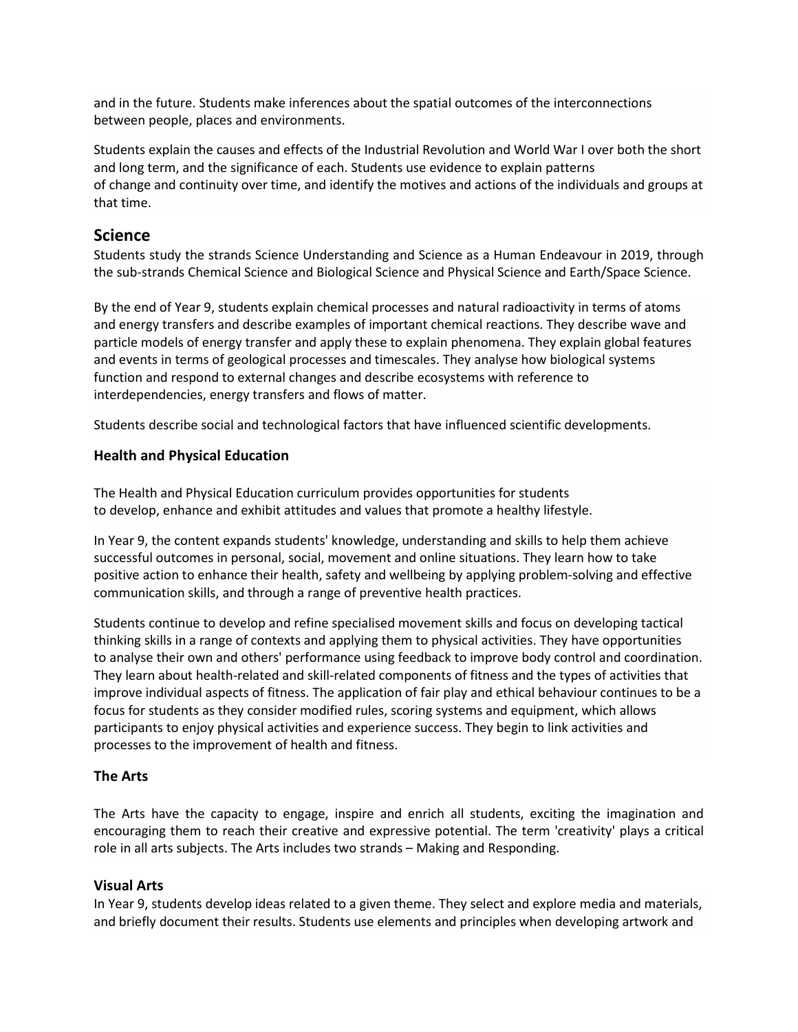and in the future. Students make inferences about the spatial outcomes of the interconnections between people, places and environments.

Students explain the causes and effects of the Industrial Revolution and World War I over both the short and long term, and the significance of each. Students use evidence to explain patterns of change and continuity over time, and identify the motives and actions of the individuals and groups at that time.

## Science

Students study the strands Science Understanding and Science as a Human Endeavour in 2019, through the sub-strands Chemical Science and Biological Science and Physical Science and Earth/Space Science.

By the end of Year 9, students explain chemical processes and natural radioactivity in terms of atoms and energy transfers and describe examples of important chemical reactions. They describe wave and particle models of energy transfer and apply these to explain phenomena. They explain global features and events in terms of geological processes and timescales. They analyse how biological systems function and respond to external changes and describe ecosystems with reference to interdependencies, energy transfers and flows of matter.

Students describe social and technological factors that have influenced scientific developments.

### Health and Physical Education

The Health and Physical Education curriculum provides opportunities for students to develop, enhance and exhibit attitudes and values that promote a healthy lifestyle.

In Year 9, the content expands students' knowledge, understanding and skills to help them achieve successful outcomes in personal, social, movement and online situations. They learn how to take positive action to enhance their health, safety and wellbeing by applying problem-solving and effective communication skills, and through a range of preventive health practices.

Students continue to develop and refine specialised movement skills and focus on developing tactical thinking skills in a range of contexts and applying them to physical activities. They have opportunities to analyse their own and others' performance using feedback to improve body control and coordination. They learn about health-related and skill-related components of fitness and the types of activities that improve individual aspects of fitness. The application of fair play and ethical behaviour continues to be a focus for students as they consider modified rules, scoring systems and equipment, which allows participants to enjoy physical activities and experience success. They begin to link activities and processes to the improvement of health and fitness.

### The Arts

The Arts have the capacity to engage, inspire and enrich all students, exciting the imagination and encouraging them to reach their creative and expressive potential. The term 'creativity' plays a critical role in all arts subjects. The Arts includes two strands – Making and Responding.

### Visual Arts

In Year 9, students develop ideas related to a given theme. They select and explore media and materials, and briefly document their results. Students use elements and principles when developing artwork and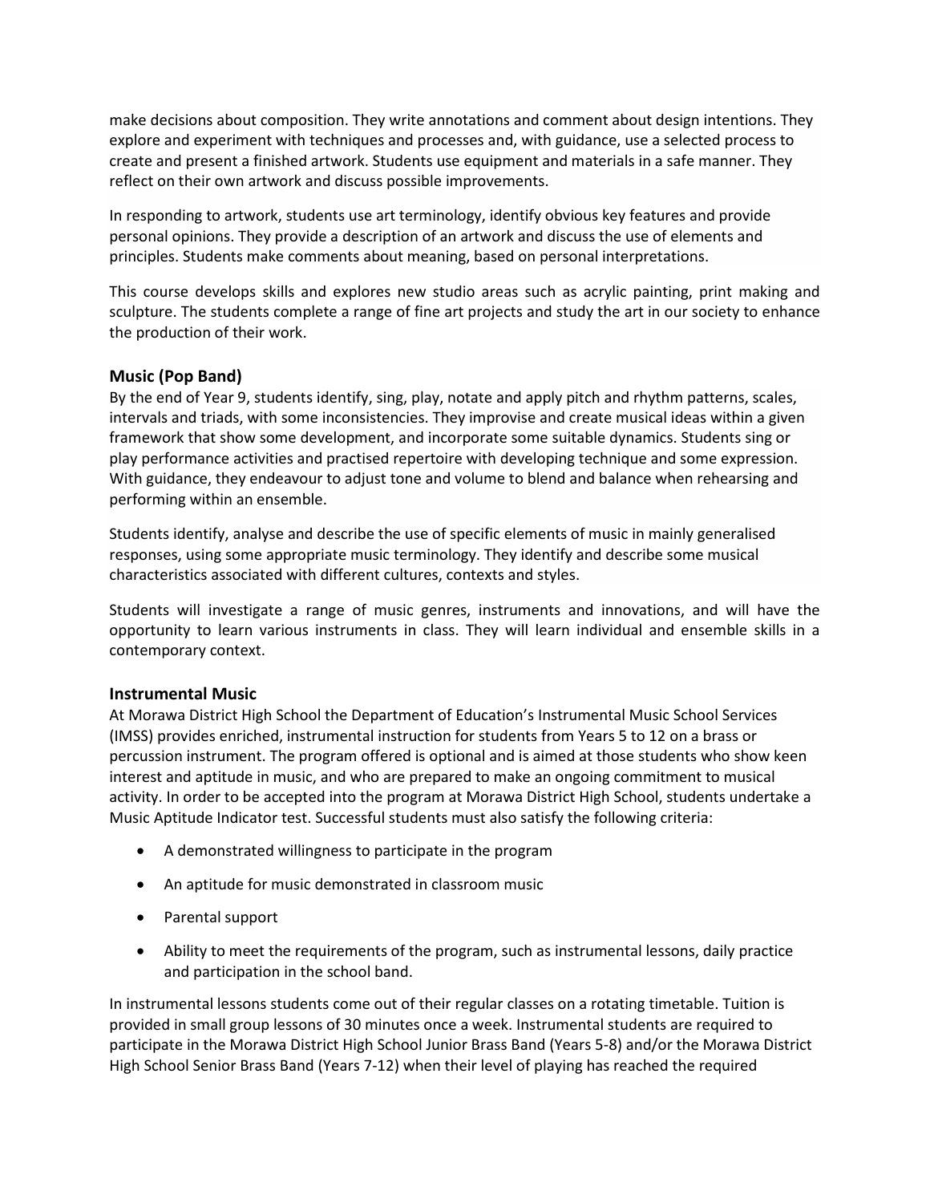make decisions about composition. They write annotations and comment about design intentions. They explore and experiment with techniques and processes and, with guidance, use a selected process to create and present a finished artwork. Students use equipment and materials in a safe manner. They reflect on their own artwork and discuss possible improvements.

In responding to artwork, students use art terminology, identify obvious key features and provide personal opinions. They provide a description of an artwork and discuss the use of elements and principles. Students make comments about meaning, based on personal interpretations.

This course develops skills and explores new studio areas such as acrylic painting, print making and sculpture. The students complete a range of fine art projects and study the art in our society to enhance the production of their work.

### Music (Pop Band)

By the end of Year 9, students identify, sing, play, notate and apply pitch and rhythm patterns, scales, intervals and triads, with some inconsistencies. They improvise and create musical ideas within a given framework that show some development, and incorporate some suitable dynamics. Students sing or play performance activities and practised repertoire with developing technique and some expression. With guidance, they endeavour to adjust tone and volume to blend and balance when rehearsing and performing within an ensemble.

Students identify, analyse and describe the use of specific elements of music in mainly generalised responses, using some appropriate music terminology. They identify and describe some musical characteristics associated with different cultures, contexts and styles.

Students will investigate a range of music genres, instruments and innovations, and will have the opportunity to learn various instruments in class. They will learn individual and ensemble skills in a contemporary context.

### Instrumental Music

At Morawa District High School the Department of Education's Instrumental Music School Services (IMSS) provides enriched, instrumental instruction for students from Years 5 to 12 on a brass or percussion instrument. The program offered is optional and is aimed at those students who show keen interest and aptitude in music, and who are prepared to make an ongoing commitment to musical activity. In order to be accepted into the program at Morawa District High School, students undertake a Music Aptitude Indicator test. Successful students must also satisfy the following criteria:

- A demonstrated willingness to participate in the program
- An aptitude for music demonstrated in classroom music
- Parental support
- Ability to meet the requirements of the program, such as instrumental lessons, daily practice and participation in the school band.

In instrumental lessons students come out of their regular classes on a rotating timetable. Tuition is provided in small group lessons of 30 minutes once a week. Instrumental students are required to participate in the Morawa District High School Junior Brass Band (Years 5-8) and/or the Morawa District High School Senior Brass Band (Years 7-12) when their level of playing has reached the required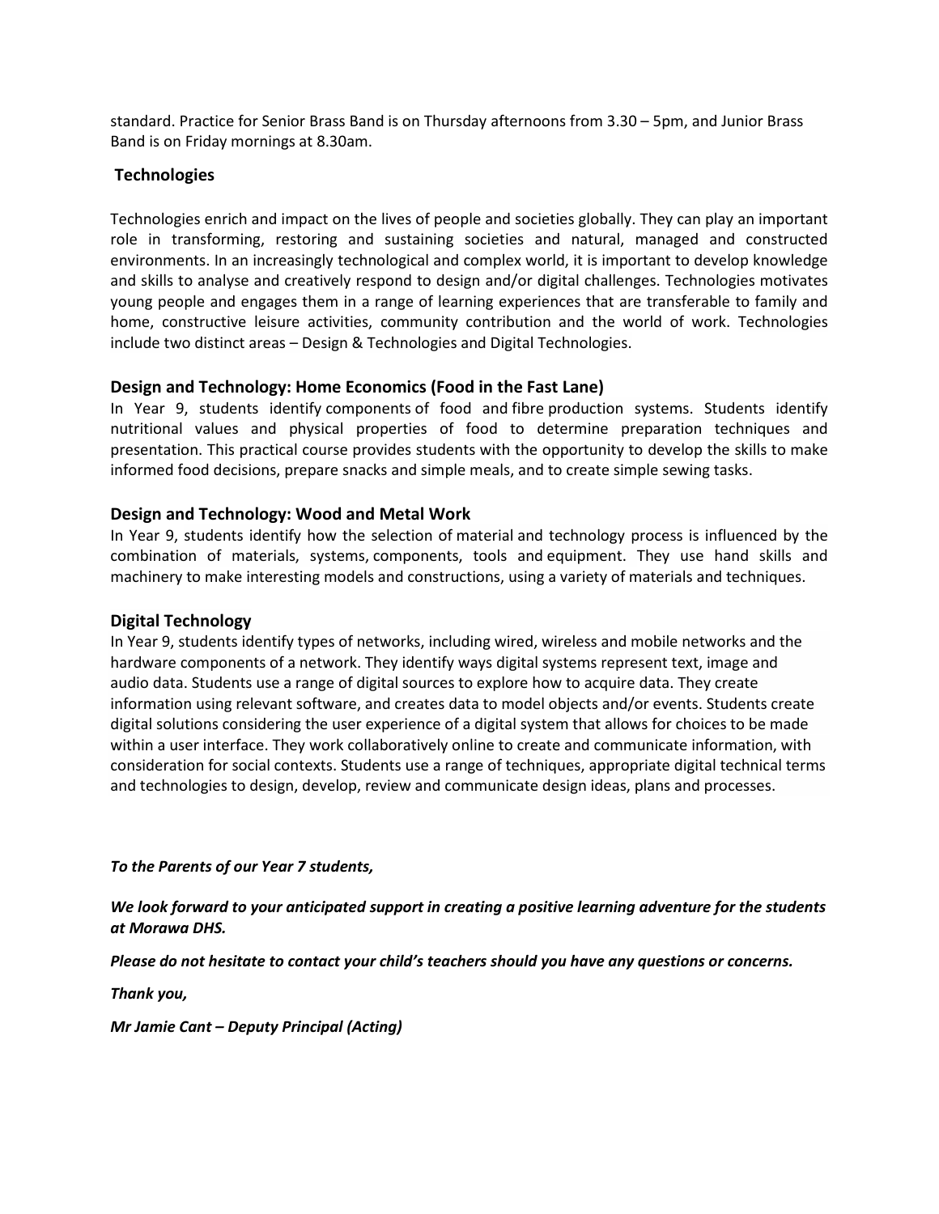standard. Practice for Senior Brass Band is on Thursday afternoons from 3.30 – 5pm, and Junior Brass Band is on Friday mornings at 8.30am.

## Technologies

Technologies enrich and impact on the lives of people and societies globally. They can play an important role in transforming, restoring and sustaining societies and natural, managed and constructed environments. In an increasingly technological and complex world, it is important to develop knowledge and skills to analyse and creatively respond to design and/or digital challenges. Technologies motivates young people and engages them in a range of learning experiences that are transferable to family and home, constructive leisure activities, community contribution and the world of work. Technologies include two distinct areas – Design & Technologies and Digital Technologies.

### Design and Technology: Home Economics (Food in the Fast Lane)

In Year 9, students identify components of food and fibre production systems. Students identify nutritional values and physical properties of food to determine preparation techniques and presentation. This practical course provides students with the opportunity to develop the skills to make informed food decisions, prepare snacks and simple meals, and to create simple sewing tasks.

### Design and Technology: Wood and Metal Work

In Year 9, students identify how the selection of material and technology process is influenced by the combination of materials, systems, components, tools and equipment. They use hand skills and machinery to make interesting models and constructions, using a variety of materials and techniques.

### Digital Technology

In Year 9, students identify types of networks, including wired, wireless and mobile networks and the hardware components of a network. They identify ways digital systems represent text, image and audio data. Students use a range of digital sources to explore how to acquire data. They create information using relevant software, and creates data to model objects and/or events. Students create digital solutions considering the user experience of a digital system that allows for choices to be made within a user interface. They work collaboratively online to create and communicate information, with consideration for social contexts. Students use a range of techniques, appropriate digital technical terms and technologies to design, develop, review and communicate design ideas, plans and processes.

***To the Parents of our Year 7 students,***

***We look forward to your anticipated support in creating a positive learning adventure for the students at Morawa DHS.***

***Please do not hesitate to contact your child's teachers should you have any questions or concerns.***

***Thank you,***

***Mr Jamie Cant – Deputy Principal (Acting)***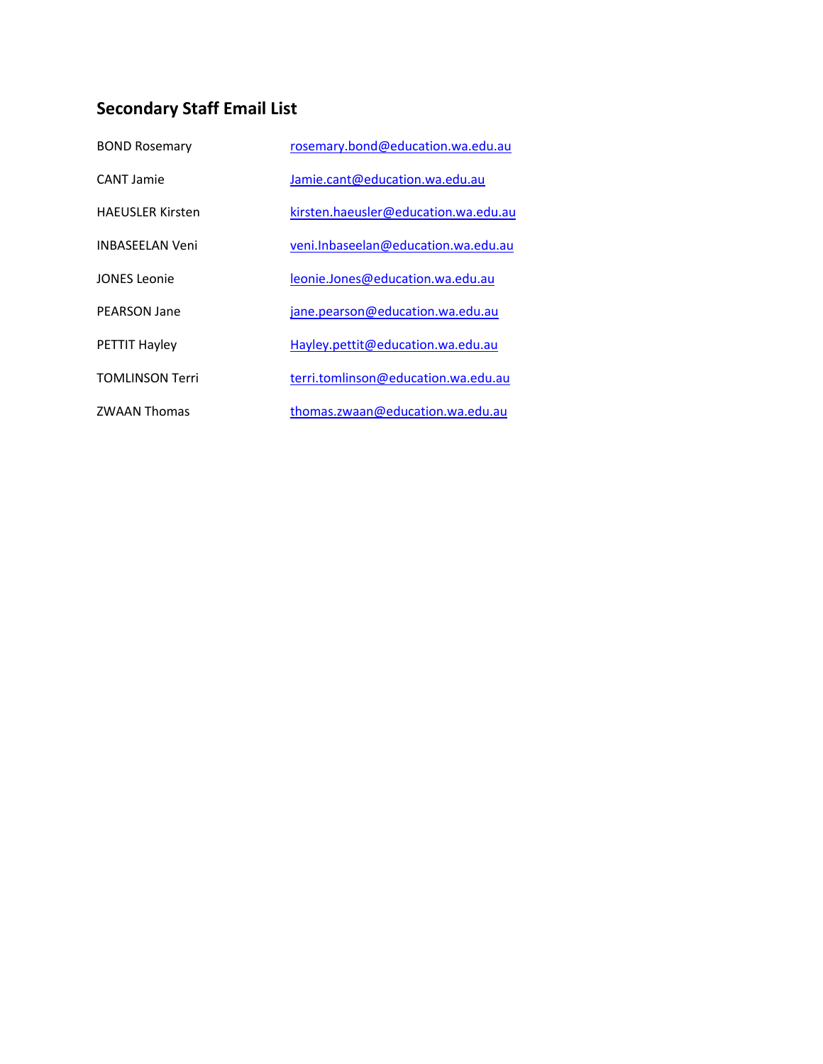## Secondary Staff Email List

| | |
|---|---|
| BOND Rosemary | rosemary.bond@education.wa.edu.au |
| CANT Jamie | Jamie.cant@education.wa.edu.au |
| HAEUSLER Kirsten | kirsten.haeusler@education.wa.edu.au |
| INBASEELAN Veni | veni.Inbaseelan@education.wa.edu.au |
| JONES Leonie | leonie.Jones@education.wa.edu.au |
| PEARSON Jane | jane.pearson@education.wa.edu.au |
| PETTIT Hayley | Hayley.pettit@education.wa.edu.au |
| TOMLINSON Terri | terri.tomlinson@education.wa.edu.au |
| ZWAAN Thomas | thomas.zwaan@education.wa.edu.au |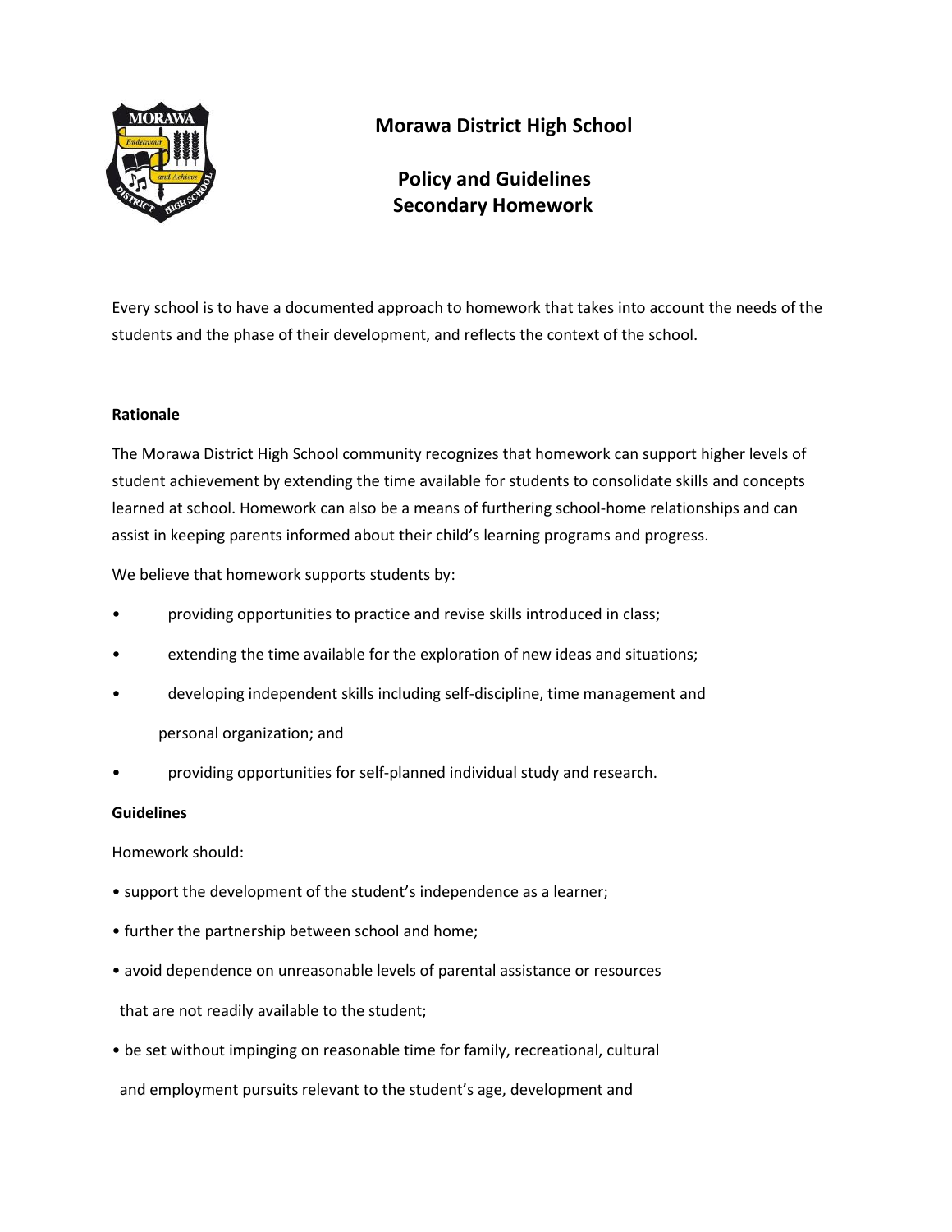# Morawa District High School

## Policy and Guidelines Secondary Homework

Every school is to have a documented approach to homework that takes into account the needs of the students and the phase of their development, and reflects the context of the school.

**Rationale**

The Morawa District High School community recognizes that homework can support higher levels of student achievement by extending the time available for students to consolidate skills and concepts learned at school. Homework can also be a means of furthering school-home relationships and can assist in keeping parents informed about their child's learning programs and progress.

We believe that homework supports students by:

- providing opportunities to practice and revise skills introduced in class;
- extending the time available for the exploration of new ideas and situations;
- developing independent skills including self-discipline, time management and personal organization; and
- providing opportunities for self-planned individual study and research.

**Guidelines**

Homework should:

- support the development of the student's independence as a learner;
- further the partnership between school and home;
- avoid dependence on unreasonable levels of parental assistance or resources that are not readily available to the student;
- be set without impinging on reasonable time for family, recreational, cultural and employment pursuits relevant to the student's age, development and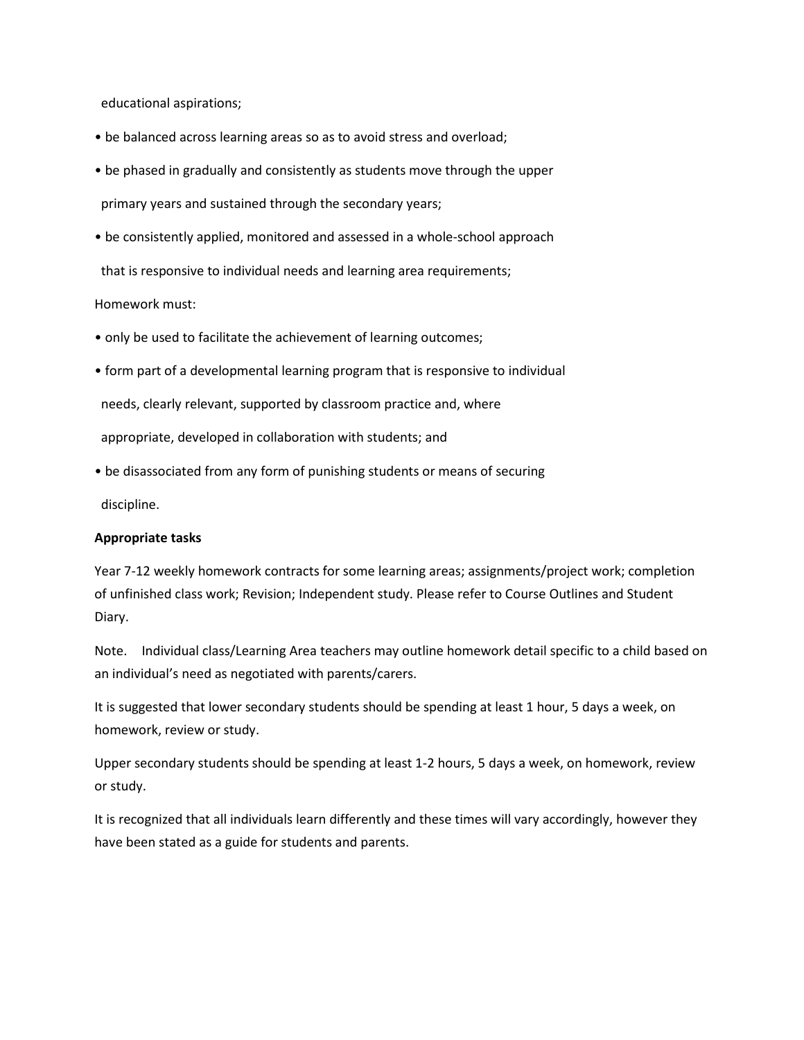educational aspirations;

- be balanced across learning areas so as to avoid stress and overload;
- be phased in gradually and consistently as students move through the upper primary years and sustained through the secondary years;
- be consistently applied, monitored and assessed in a whole-school approach that is responsive to individual needs and learning area requirements;

Homework must:

- only be used to facilitate the achievement of learning outcomes;
- form part of a developmental learning program that is responsive to individual needs, clearly relevant, supported by classroom practice and, where appropriate, developed in collaboration with students; and
- be disassociated from any form of punishing students or means of securing discipline.

**Appropriate tasks**

Year 7-12 weekly homework contracts for some learning areas; assignments/project work; completion of unfinished class work; Revision; Independent study. Please refer to Course Outlines and Student Diary.

Note. Individual class/Learning Area teachers may outline homework detail specific to a child based on an individual's need as negotiated with parents/carers.

It is suggested that lower secondary students should be spending at least 1 hour, 5 days a week, on homework, review or study.

Upper secondary students should be spending at least 1-2 hours, 5 days a week, on homework, review or study.

It is recognized that all individuals learn differently and these times will vary accordingly, however they have been stated as a guide for students and parents.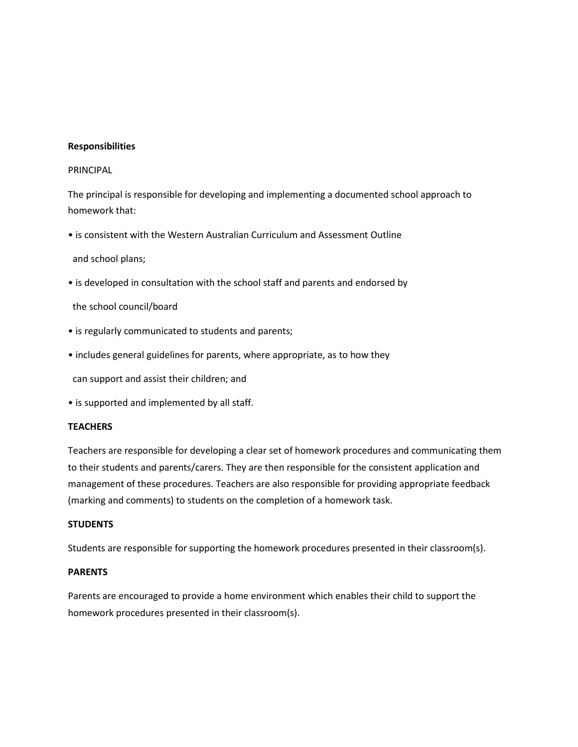**Responsibilities**

PRINCIPAL

The principal is responsible for developing and implementing a documented school approach to homework that:

- is consistent with the Western Australian Curriculum and Assessment Outline and school plans;
- is developed in consultation with the school staff and parents and endorsed by the school council/board
- is regularly communicated to students and parents;
- includes general guidelines for parents, where appropriate, as to how they can support and assist their children; and
- is supported and implemented by all staff.

**TEACHERS**

Teachers are responsible for developing a clear set of homework procedures and communicating them to their students and parents/carers. They are then responsible for the consistent application and management of these procedures. Teachers are also responsible for providing appropriate feedback (marking and comments) to students on the completion of a homework task.

**STUDENTS**

Students are responsible for supporting the homework procedures presented in their classroom(s).

**PARENTS**

Parents are encouraged to provide a home environment which enables their child to support the homework procedures presented in their classroom(s).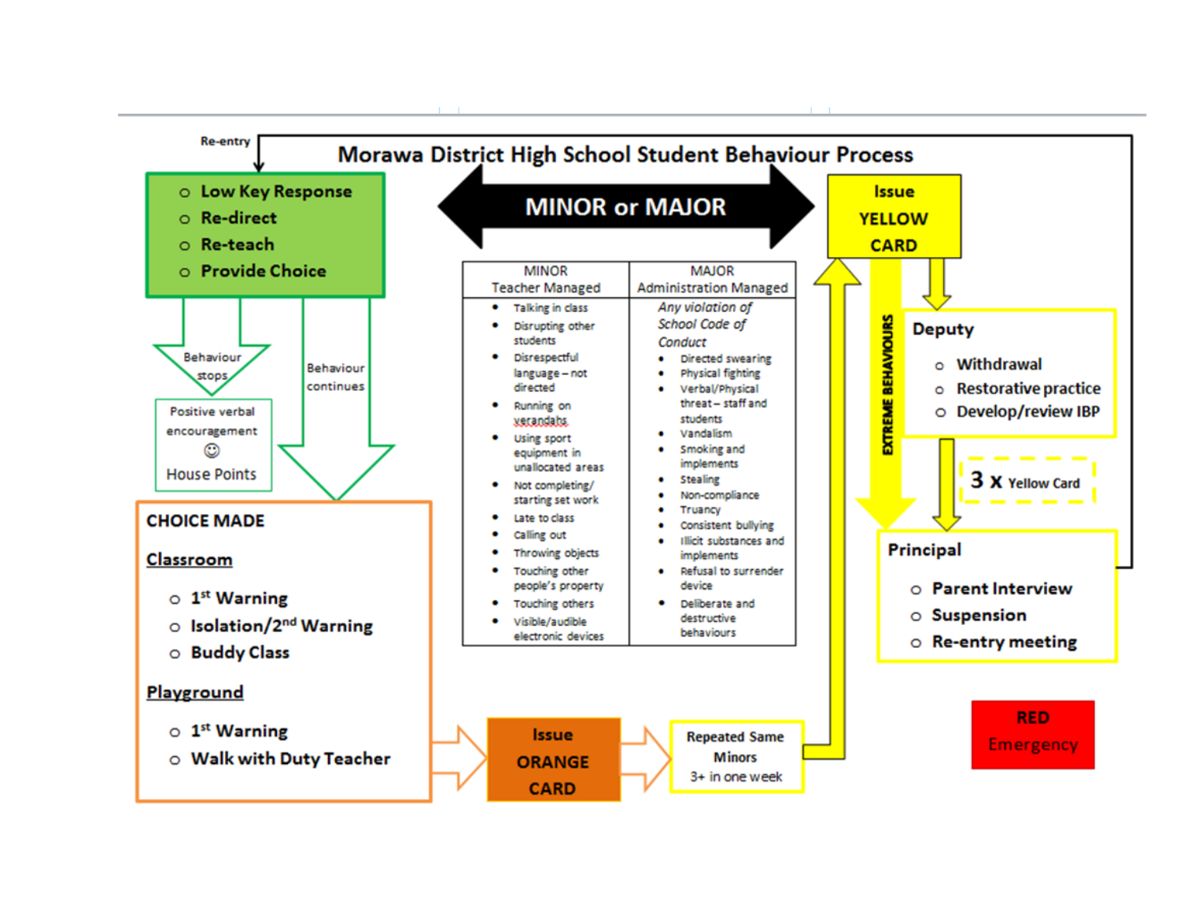# Morawa District High School Student Behaviour Process

Re-entry

- Low Key Response
- Re-direct
- Re-teach
- Provide Choice

**MINOR or MAJOR**

Behaviour stops

Positive verbal encouragement
☺
House Points

Behaviour continues

**CHOICE MADE**

**Classroom**

- 1st Warning
- Isolation/2nd Warning
- Buddy Class

**Playground**

- 1st Warning
- Walk with Duty Teacher

| MINOR<br>Teacher Managed | MAJOR<br>Administration Managed |
|---|---|
| • Talking in class<br>• Disrupting other students<br>• Disrespectful language – not directed<br>• Running on verandahs<br>• Using sport equipment in unallocated areas<br>• Not completing/ starting set work<br>• Late to class<br>• Calling out<br>• Throwing objects<br>• Touching other people's property<br>• Touching others<br>• Visible/audible electronic devices | *Any violation of School Code of Conduct*<br>• Directed swearing<br>• Physical fighting<br>• Verbal/Physical threat – staff and students<br>• Vandalism<br>• Smoking and implements<br>• Stealing<br>• Non-compliance<br>• Truancy<br>• Consistent bullying<br>• Illicit substances and implements<br>• Refusal to surrender device<br>• Deliberate and destructive behaviours |

**Issue ORANGE CARD**

Repeated Same Minors
3+ in one week

**Issue YELLOW CARD**

EXTREME BEHAVIOURS

**Deputy**

- Withdrawal
- Restorative practice
- Develop/review IBP

**3 x Yellow Card**

**Principal**

- Parent Interview
- Suspension
- Re-entry meeting

**RED**
Emergency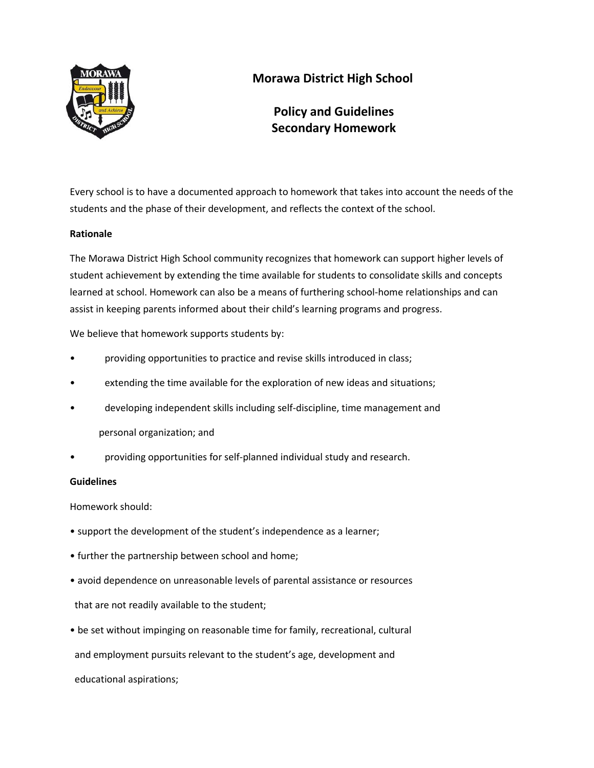# Morawa District High School

## Policy and Guidelines
## Secondary Homework

Every school is to have a documented approach to homework that takes into account the needs of the students and the phase of their development, and reflects the context of the school.

**Rationale**

The Morawa District High School community recognizes that homework can support higher levels of student achievement by extending the time available for students to consolidate skills and concepts learned at school. Homework can also be a means of furthering school-home relationships and can assist in keeping parents informed about their child's learning programs and progress.

We believe that homework supports students by:

- providing opportunities to practice and revise skills introduced in class;
- extending the time available for the exploration of new ideas and situations;
- developing independent skills including self-discipline, time management and personal organization; and
- providing opportunities for self-planned individual study and research.

**Guidelines**

Homework should:

- support the development of the student's independence as a learner;
- further the partnership between school and home;
- avoid dependence on unreasonable levels of parental assistance or resources that are not readily available to the student;
- be set without impinging on reasonable time for family, recreational, cultural and employment pursuits relevant to the student's age, development and educational aspirations;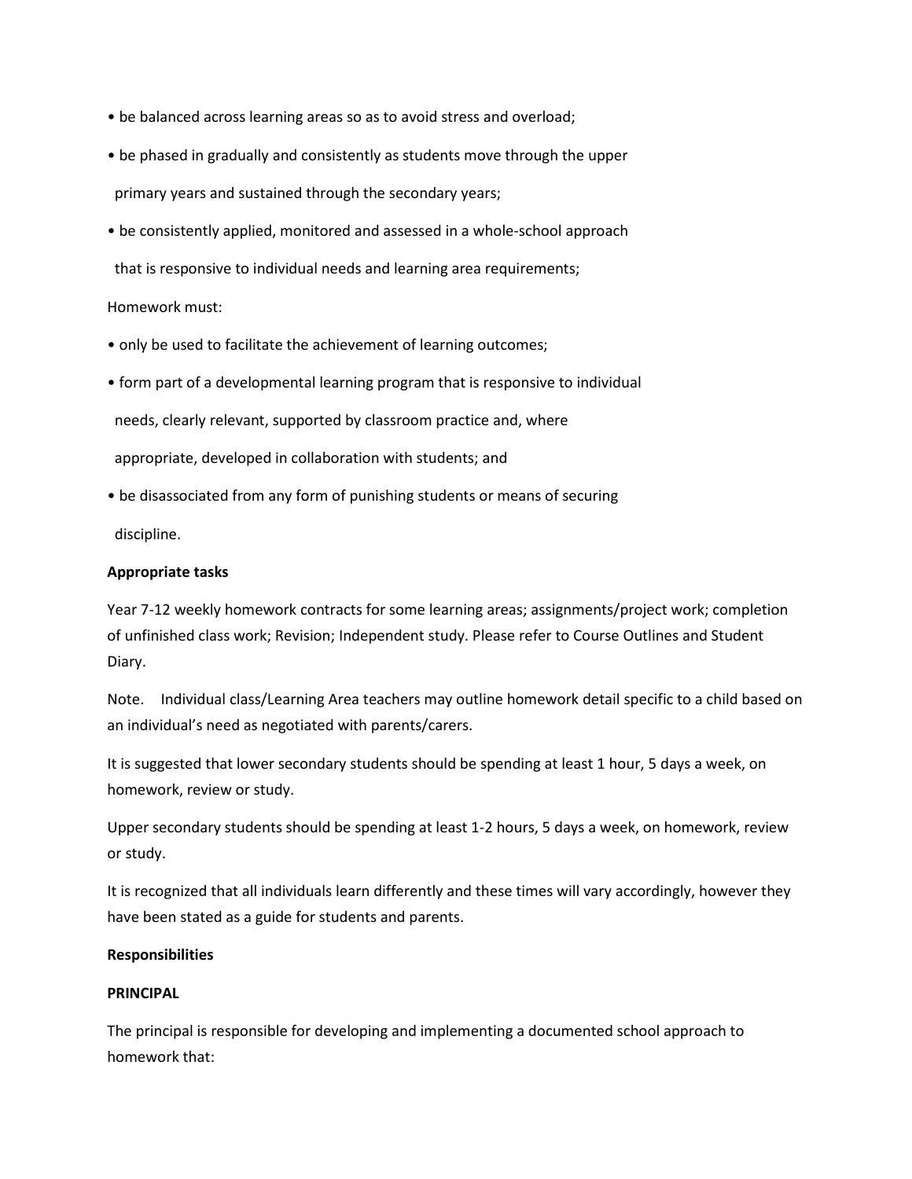- be balanced across learning areas so as to avoid stress and overload;
- be phased in gradually and consistently as students move through the upper primary years and sustained through the secondary years;
- be consistently applied, monitored and assessed in a whole-school approach that is responsive to individual needs and learning area requirements;

Homework must:

- only be used to facilitate the achievement of learning outcomes;
- form part of a developmental learning program that is responsive to individual needs, clearly relevant, supported by classroom practice and, where appropriate, developed in collaboration with students; and
- be disassociated from any form of punishing students or means of securing discipline.

**Appropriate tasks**

Year 7-12 weekly homework contracts for some learning areas; assignments/project work; completion of unfinished class work; Revision; Independent study. Please refer to Course Outlines and Student Diary.

Note. Individual class/Learning Area teachers may outline homework detail specific to a child based on an individual's need as negotiated with parents/carers.

It is suggested that lower secondary students should be spending at least 1 hour, 5 days a week, on homework, review or study.

Upper secondary students should be spending at least 1-2 hours, 5 days a week, on homework, review or study.

It is recognized that all individuals learn differently and these times will vary accordingly, however they have been stated as a guide for students and parents.

**Responsibilities**

**PRINCIPAL**

The principal is responsible for developing and implementing a documented school approach to homework that: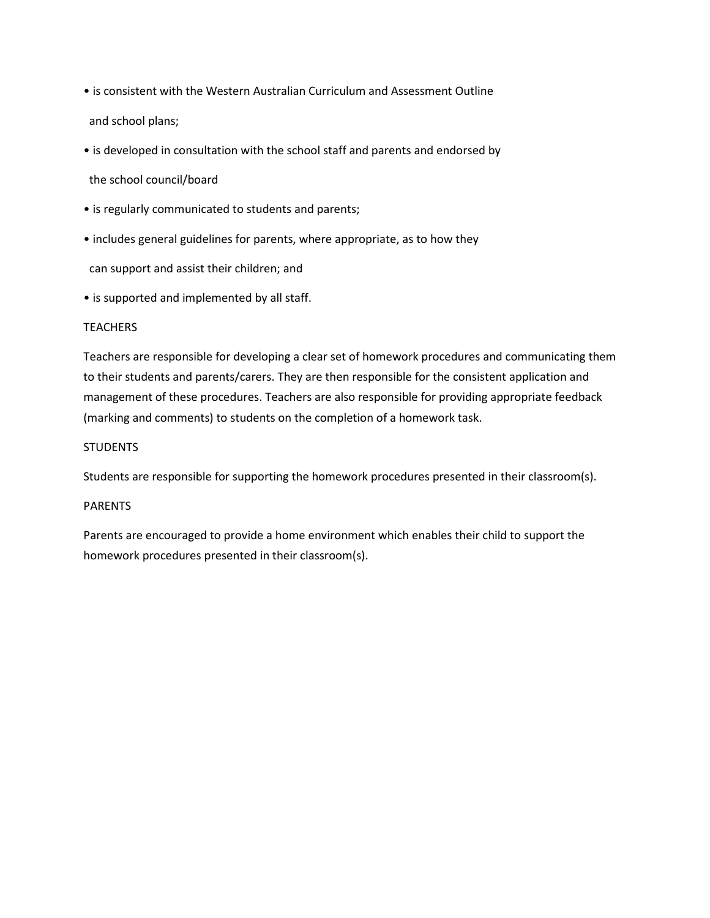- is consistent with the Western Australian Curriculum and Assessment Outline and school plans;
- is developed in consultation with the school staff and parents and endorsed by the school council/board
- is regularly communicated to students and parents;
- includes general guidelines for parents, where appropriate, as to how they can support and assist their children; and
- is supported and implemented by all staff.

TEACHERS

Teachers are responsible for developing a clear set of homework procedures and communicating them to their students and parents/carers. They are then responsible for the consistent application and management of these procedures. Teachers are also responsible for providing appropriate feedback (marking and comments) to students on the completion of a homework task.

STUDENTS

Students are responsible for supporting the homework procedures presented in their classroom(s).

PARENTS

Parents are encouraged to provide a home environment which enables their child to support the homework procedures presented in their classroom(s).